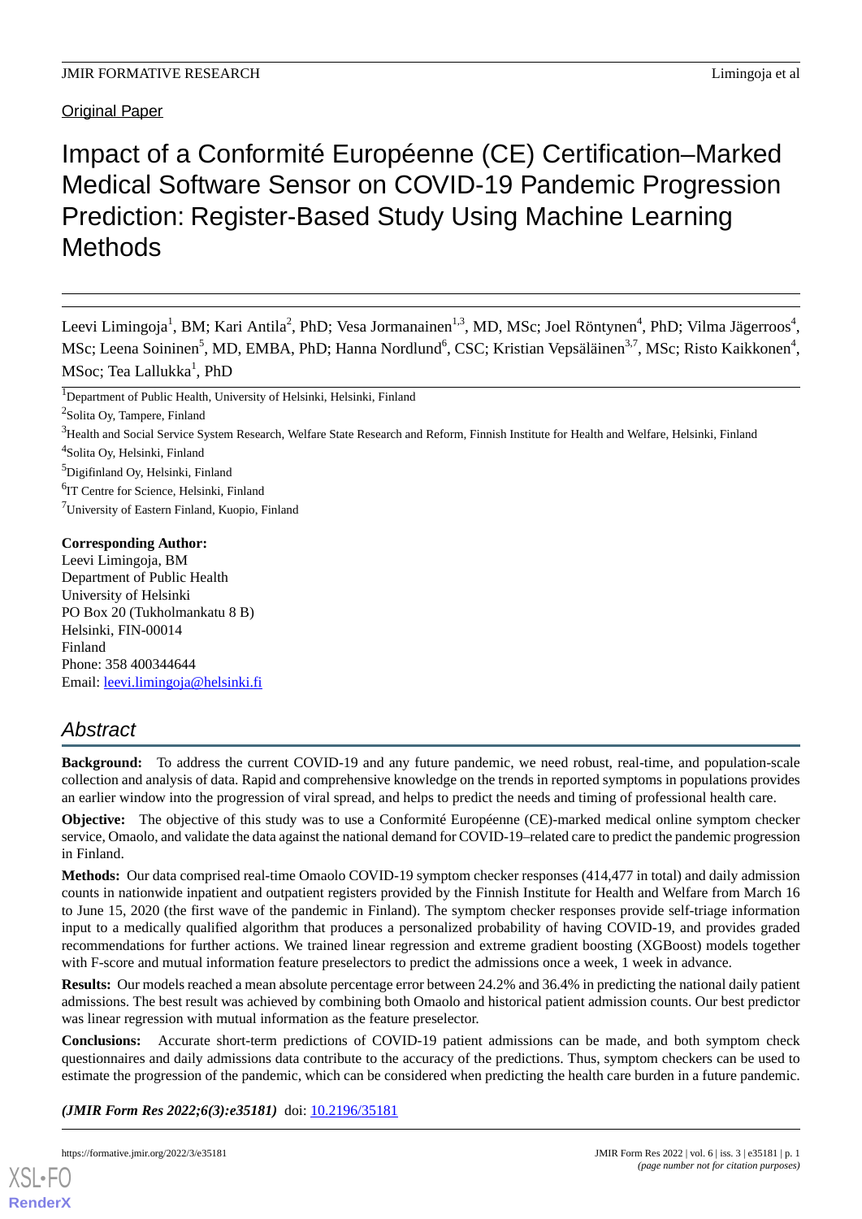Original Paper

# Impact of a Conformité Européenne (CE) Certification–Marked Medical Software Sensor on COVID-19 Pandemic Progression Prediction: Register-Based Study Using Machine Learning Methods

Leevi Limingoja[1], BM; Kari Antila[2], PhD; Vesa Jormanainen[1,3], MD, MSc; Joel Röntynen[4], PhD; Vilma Jägerroos[4], MSc; Leena Soininen[5], MD, EMBA, PhD; Hanna Nordlund[6], CSC; Kristian Vepsäläinen[3,7], MSc; Risto Kaikkonen[4], MSoc; Tea Lallukka[1], PhD

[1]Department of Public Health, University of Helsinki, Helsinki, Finland

[2]Solita Oy, Tampere, Finland

[3]Health and Social Service System Research, Welfare State Research and Reform, Finnish Institute for Health and Welfare, Helsinki, Finland

[4]Solita Oy, Helsinki, Finland

[5]Digifinland Oy, Helsinki, Finland

[6]IT Centre for Science, Helsinki, Finland

[7]University of Eastern Finland, Kuopio, Finland

**Corresponding Author:**
Leevi Limingoja, BM
Department of Public Health
University of Helsinki
PO Box 20 (Tukholmankatu 8 B)
Helsinki, FIN-00014
Finland
Phone: 358 400344644
Email: leevi.limingoja@helsinki.fi

## Abstract

**Background:** To address the current COVID-19 and any future pandemic, we need robust, real-time, and population-scale collection and analysis of data. Rapid and comprehensive knowledge on the trends in reported symptoms in populations provides an earlier window into the progression of viral spread, and helps to predict the needs and timing of professional health care.

**Objective:** The objective of this study was to use a Conformité Européenne (CE)-marked medical online symptom checker service, Omaolo, and validate the data against the national demand for COVID-19–related care to predict the pandemic progression in Finland.

**Methods:** Our data comprised real-time Omaolo COVID-19 symptom checker responses (414,477 in total) and daily admission counts in nationwide inpatient and outpatient registers provided by the Finnish Institute for Health and Welfare from March 16 to June 15, 2020 (the first wave of the pandemic in Finland). The symptom checker responses provide self-triage information input to a medically qualified algorithm that produces a personalized probability of having COVID-19, and provides graded recommendations for further actions. We trained linear regression and extreme gradient boosting (XGBoost) models together with F-score and mutual information feature preselectors to predict the admissions once a week, 1 week in advance.

**Results:** Our models reached a mean absolute percentage error between 24.2% and 36.4% in predicting the national daily patient admissions. The best result was achieved by combining both Omaolo and historical patient admission counts. Our best predictor was linear regression with mutual information as the feature preselector.

**Conclusions:** Accurate short-term predictions of COVID-19 patient admissions can be made, and both symptom check questionnaires and daily admissions data contribute to the accuracy of the predictions. Thus, symptom checkers can be used to estimate the progression of the pandemic, which can be considered when predicting the health care burden in a future pandemic.

***(JMIR Form Res 2022;6(3):e35181)*** doi: 10.2196/35181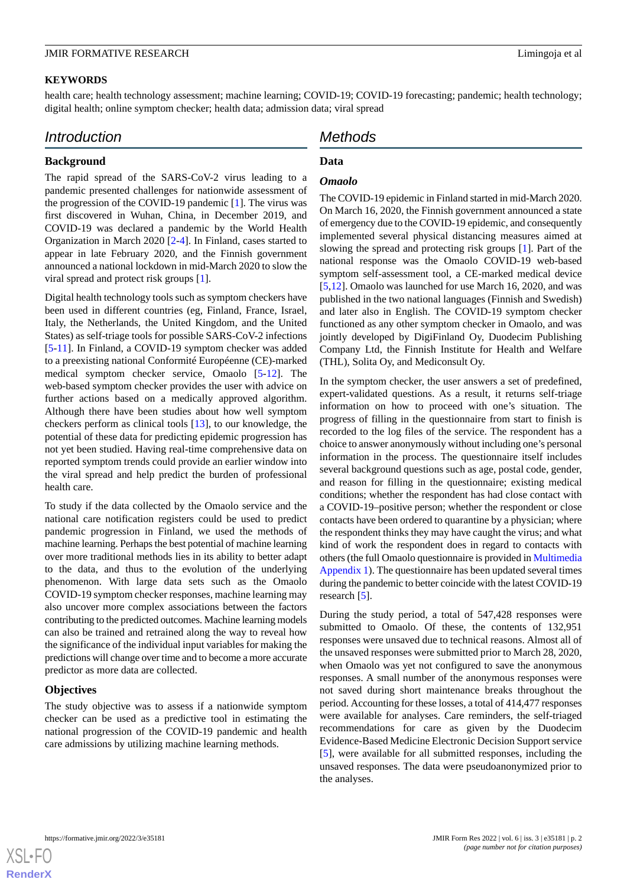## KEYWORDS

health care; health technology assessment; machine learning; COVID-19; COVID-19 forecasting; pandemic; health technology; digital health; online symptom checker; health data; admission data; viral spread

# Introduction

### Background

The rapid spread of the SARS-CoV-2 virus leading to a pandemic presented challenges for nationwide assessment of the progression of the COVID-19 pandemic [1]. The virus was first discovered in Wuhan, China, in December 2019, and COVID-19 was declared a pandemic by the World Health Organization in March 2020 [2-4]. In Finland, cases started to appear in late February 2020, and the Finnish government announced a national lockdown in mid-March 2020 to slow the viral spread and protect risk groups [1].

Digital health technology tools such as symptom checkers have been used in different countries (eg, Finland, France, Israel, Italy, the Netherlands, the United Kingdom, and the United States) as self-triage tools for possible SARS-CoV-2 infections [5-11]. In Finland, a COVID-19 symptom checker was added to a preexisting national Conformité Européenne (CE)-marked medical symptom checker service, Omaolo [5-12]. The web-based symptom checker provides the user with advice on further actions based on a medically approved algorithm. Although there have been studies about how well symptom checkers perform as clinical tools [13], to our knowledge, the potential of these data for predicting epidemic progression has not yet been studied. Having real-time comprehensive data on reported symptom trends could provide an earlier window into the viral spread and help predict the burden of professional health care.

To study if the data collected by the Omaolo service and the national care notification registers could be used to predict pandemic progression in Finland, we used the methods of machine learning. Perhaps the best potential of machine learning over more traditional methods lies in its ability to better adapt to the data, and thus to the evolution of the underlying phenomenon. With large data sets such as the Omaolo COVID-19 symptom checker responses, machine learning may also uncover more complex associations between the factors contributing to the predicted outcomes. Machine learning models can also be trained and retrained along the way to reveal how the significance of the individual input variables for making the predictions will change over time and to become a more accurate predictor as more data are collected.

### Objectives

The study objective was to assess if a nationwide symptom checker can be used as a predictive tool in estimating the national progression of the COVID-19 pandemic and health care admissions by utilizing machine learning methods.

# Methods

### Data

#### *Omaolo*

The COVID-19 epidemic in Finland started in mid-March 2020. On March 16, 2020, the Finnish government announced a state of emergency due to the COVID-19 epidemic, and consequently implemented several physical distancing measures aimed at slowing the spread and protecting risk groups [1]. Part of the national response was the Omaolo COVID-19 web-based symptom self-assessment tool, a CE-marked medical device [5,12]. Omaolo was launched for use March 16, 2020, and was published in the two national languages (Finnish and Swedish) and later also in English. The COVID-19 symptom checker functioned as any other symptom checker in Omaolo, and was jointly developed by DigiFinland Oy, Duodecim Publishing Company Ltd, the Finnish Institute for Health and Welfare (THL), Solita Oy, and Mediconsult Oy.

In the symptom checker, the user answers a set of predefined, expert-validated questions. As a result, it returns self-triage information on how to proceed with one's situation. The progress of filling in the questionnaire from start to finish is recorded to the log files of the service. The respondent has a choice to answer anonymously without including one's personal information in the process. The questionnaire itself includes several background questions such as age, postal code, gender, and reason for filling in the questionnaire; existing medical conditions; whether the respondent has had close contact with a COVID-19–positive person; whether the respondent or close contacts have been ordered to quarantine by a physician; where the respondent thinks they may have caught the virus; and what kind of work the respondent does in regard to contacts with others (the full Omaolo questionnaire is provided in Multimedia Appendix 1). The questionnaire has been updated several times during the pandemic to better coincide with the latest COVID-19 research [5].

During the study period, a total of 547,428 responses were submitted to Omaolo. Of these, the contents of 132,951 responses were unsaved due to technical reasons. Almost all of the unsaved responses were submitted prior to March 28, 2020, when Omaolo was not yet configured to save the anonymous responses. A small number of the anonymous responses were not saved during short maintenance breaks throughout the period. Accounting for these losses, a total of 414,477 responses were available for analyses. Care reminders, the self-triaged recommendations for care as given by the Duodecim Evidence-Based Medicine Electronic Decision Support service [5], were available for all submitted responses, including the unsaved responses. The data were pseudoanonymized prior to the analyses.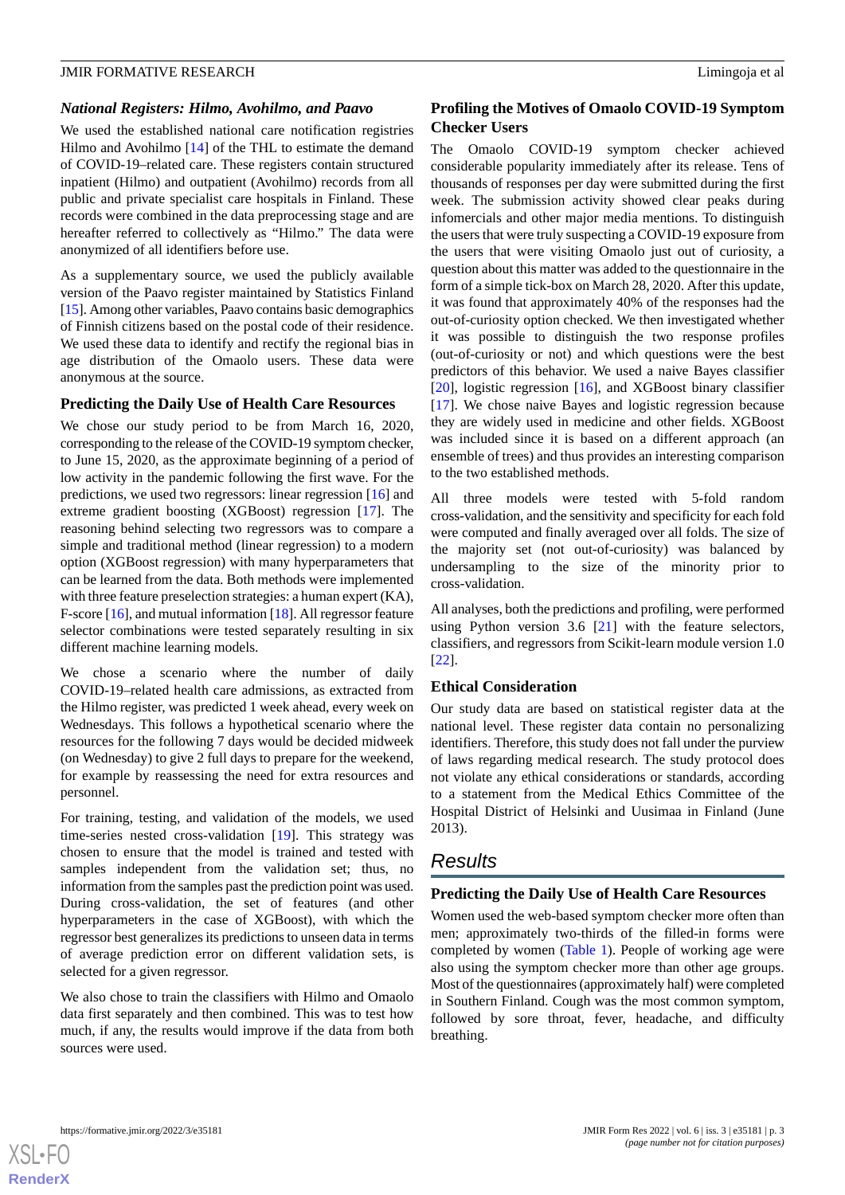### National Registers: Hilmo, Avohilmo, and Paavo

We used the established national care notification registries Hilmo and Avohilmo [14] of the THL to estimate the demand of COVID-19–related care. These registers contain structured inpatient (Hilmo) and outpatient (Avohilmo) records from all public and private specialist care hospitals in Finland. These records were combined in the data preprocessing stage and are hereafter referred to collectively as "Hilmo." The data were anonymized of all identifiers before use.

As a supplementary source, we used the publicly available version of the Paavo register maintained by Statistics Finland [15]. Among other variables, Paavo contains basic demographics of Finnish citizens based on the postal code of their residence. We used these data to identify and rectify the regional bias in age distribution of the Omaolo users. These data were anonymous at the source.

### Predicting the Daily Use of Health Care Resources

We chose our study period to be from March 16, 2020, corresponding to the release of the COVID-19 symptom checker, to June 15, 2020, as the approximate beginning of a period of low activity in the pandemic following the first wave. For the predictions, we used two regressors: linear regression [16] and extreme gradient boosting (XGBoost) regression [17]. The reasoning behind selecting two regressors was to compare a simple and traditional method (linear regression) to a modern option (XGBoost regression) with many hyperparameters that can be learned from the data. Both methods were implemented with three feature preselection strategies: a human expert (KA), F-score [16], and mutual information [18]. All regressor feature selector combinations were tested separately resulting in six different machine learning models.

We chose a scenario where the number of daily COVID-19–related health care admissions, as extracted from the Hilmo register, was predicted 1 week ahead, every week on Wednesdays. This follows a hypothetical scenario where the resources for the following 7 days would be decided midweek (on Wednesday) to give 2 full days to prepare for the weekend, for example by reassessing the need for extra resources and personnel.

For training, testing, and validation of the models, we used time-series nested cross-validation [19]. This strategy was chosen to ensure that the model is trained and tested with samples independent from the validation set; thus, no information from the samples past the prediction point was used. During cross-validation, the set of features (and other hyperparameters in the case of XGBoost), with which the regressor best generalizes its predictions to unseen data in terms of average prediction error on different validation sets, is selected for a given regressor.

We also chose to train the classifiers with Hilmo and Omaolo data first separately and then combined. This was to test how much, if any, the results would improve if the data from both sources were used.

### Profiling the Motives of Omaolo COVID-19 Symptom Checker Users

The Omaolo COVID-19 symptom checker achieved considerable popularity immediately after its release. Tens of thousands of responses per day were submitted during the first week. The submission activity showed clear peaks during infomercials and other major media mentions. To distinguish the users that were truly suspecting a COVID-19 exposure from the users that were visiting Omaolo just out of curiosity, a question about this matter was added to the questionnaire in the form of a simple tick-box on March 28, 2020. After this update, it was found that approximately 40% of the responses had the out-of-curiosity option checked. We then investigated whether it was possible to distinguish the two response profiles (out-of-curiosity or not) and which questions were the best predictors of this behavior. We used a naive Bayes classifier [20], logistic regression [16], and XGBoost binary classifier [17]. We chose naive Bayes and logistic regression because they are widely used in medicine and other fields. XGBoost was included since it is based on a different approach (an ensemble of trees) and thus provides an interesting comparison to the two established methods.

All three models were tested with 5-fold random cross-validation, and the sensitivity and specificity for each fold were computed and finally averaged over all folds. The size of the majority set (not out-of-curiosity) was balanced by undersampling to the size of the minority prior to cross-validation.

All analyses, both the predictions and profiling, were performed using Python version 3.6 [21] with the feature selectors, classifiers, and regressors from Scikit-learn module version 1.0 [22].

### Ethical Consideration

Our study data are based on statistical register data at the national level. These register data contain no personalizing identifiers. Therefore, this study does not fall under the purview of laws regarding medical research. The study protocol does not violate any ethical considerations or standards, according to a statement from the Medical Ethics Committee of the Hospital District of Helsinki and Uusimaa in Finland (June 2013).

## Results

### Predicting the Daily Use of Health Care Resources

Women used the web-based symptom checker more often than men; approximately two-thirds of the filled-in forms were completed by women (Table 1). People of working age were also using the symptom checker more than other age groups. Most of the questionnaires (approximately half) were completed in Southern Finland. Cough was the most common symptom, followed by sore throat, fever, headache, and difficulty breathing.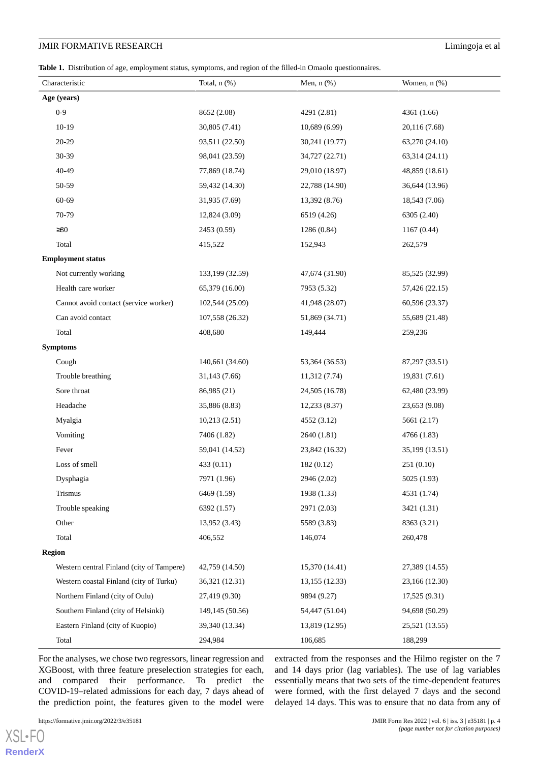**Table 1.** Distribution of age, employment status, symptoms, and region of the filled-in Omaolo questionnaires.

| Characteristic | Total, n (%) | Men, n (%) | Women, n (%) |
|---|---|---|---|
| **Age (years)** | | | |
| 0-9 | 8652 (2.08) | 4291 (2.81) | 4361 (1.66) |
| 10-19 | 30,805 (7.41) | 10,689 (6.99) | 20,116 (7.68) |
| 20-29 | 93,511 (22.50) | 30,241 (19.77) | 63,270 (24.10) |
| 30-39 | 98,041 (23.59) | 34,727 (22.71) | 63,314 (24.11) |
| 40-49 | 77,869 (18.74) | 29,010 (18.97) | 48,859 (18.61) |
| 50-59 | 59,432 (14.30) | 22,788 (14.90) | 36,644 (13.96) |
| 60-69 | 31,935 (7.69) | 13,392 (8.76) | 18,543 (7.06) |
| 70-79 | 12,824 (3.09) | 6519 (4.26) | 6305 (2.40) |
| ≥80 | 2453 (0.59) | 1286 (0.84) | 1167 (0.44) |
| Total | 415,522 | 152,943 | 262,579 |
| **Employment status** | | | |
| Not currently working | 133,199 (32.59) | 47,674 (31.90) | 85,525 (32.99) |
| Health care worker | 65,379 (16.00) | 7953 (5.32) | 57,426 (22.15) |
| Cannot avoid contact (service worker) | 102,544 (25.09) | 41,948 (28.07) | 60,596 (23.37) |
| Can avoid contact | 107,558 (26.32) | 51,869 (34.71) | 55,689 (21.48) |
| Total | 408,680 | 149,444 | 259,236 |
| **Symptoms** | | | |
| Cough | 140,661 (34.60) | 53,364 (36.53) | 87,297 (33.51) |
| Trouble breathing | 31,143 (7.66) | 11,312 (7.74) | 19,831 (7.61) |
| Sore throat | 86,985 (21) | 24,505 (16.78) | 62,480 (23.99) |
| Headache | 35,886 (8.83) | 12,233 (8.37) | 23,653 (9.08) |
| Myalgia | 10,213 (2.51) | 4552 (3.12) | 5661 (2.17) |
| Vomiting | 7406 (1.82) | 2640 (1.81) | 4766 (1.83) |
| Fever | 59,041 (14.52) | 23,842 (16.32) | 35,199 (13.51) |
| Loss of smell | 433 (0.11) | 182 (0.12) | 251 (0.10) |
| Dysphagia | 7971 (1.96) | 2946 (2.02) | 5025 (1.93) |
| Trismus | 6469 (1.59) | 1938 (1.33) | 4531 (1.74) |
| Trouble speaking | 6392 (1.57) | 2971 (2.03) | 3421 (1.31) |
| Other | 13,952 (3.43) | 5589 (3.83) | 8363 (3.21) |
| Total | 406,552 | 146,074 | 260,478 |
| **Region** | | | |
| Western central Finland (city of Tampere) | 42,759 (14.50) | 15,370 (14.41) | 27,389 (14.55) |
| Western coastal Finland (city of Turku) | 36,321 (12.31) | 13,155 (12.33) | 23,166 (12.30) |
| Northern Finland (city of Oulu) | 27,419 (9.30) | 9894 (9.27) | 17,525 (9.31) |
| Southern Finland (city of Helsinki) | 149,145 (50.56) | 54,447 (51.04) | 94,698 (50.29) |
| Eastern Finland (city of Kuopio) | 39,340 (13.34) | 13,819 (12.95) | 25,521 (13.55) |
| Total | 294,984 | 106,685 | 188,299 |

For the analyses, we chose two regressors, linear regression and XGBoost, with three feature preselection strategies for each, and compared their performance. To predict the COVID-19–related admissions for each day, 7 days ahead of the prediction point, the features given to the model were extracted from the responses and the Hilmo register on the 7 and 14 days prior (lag variables). The use of lag variables essentially means that two sets of the time-dependent features were formed, with the first delayed 7 days and the second delayed 14 days. This was to ensure that no data from any of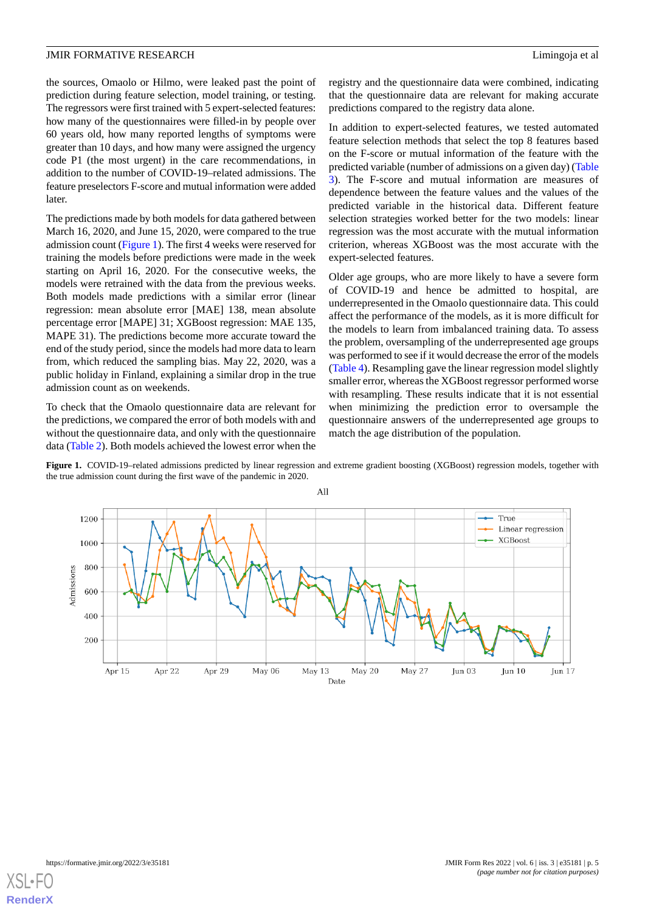the sources, Omaolo or Hilmo, were leaked past the point of prediction during feature selection, model training, or testing. The regressors were first trained with 5 expert-selected features: how many of the questionnaires were filled-in by people over 60 years old, how many reported lengths of symptoms were greater than 10 days, and how many were assigned the urgency code P1 (the most urgent) in the care recommendations, in addition to the number of COVID-19–related admissions. The feature preselectors F-score and mutual information were added later.

The predictions made by both models for data gathered between March 16, 2020, and June 15, 2020, were compared to the true admission count (Figure 1). The first 4 weeks were reserved for training the models before predictions were made in the week starting on April 16, 2020. For the consecutive weeks, the models were retrained with the data from the previous weeks. Both models made predictions with a similar error (linear regression: mean absolute error [MAE] 138, mean absolute percentage error [MAPE] 31; XGBoost regression: MAE 135, MAPE 31). The predictions become more accurate toward the end of the study period, since the models had more data to learn from, which reduced the sampling bias. May 22, 2020, was a public holiday in Finland, explaining a similar drop in the true admission count as on weekends.

To check that the Omaolo questionnaire data are relevant for the predictions, we compared the error of both models with and without the questionnaire data, and only with the questionnaire data (Table 2). Both models achieved the lowest error when the registry and the questionnaire data were combined, indicating that the questionnaire data are relevant for making accurate predictions compared to the registry data alone.

In addition to expert-selected features, we tested automated feature selection methods that select the top 8 features based on the F-score or mutual information of the feature with the predicted variable (number of admissions on a given day) (Table 3). The F-score and mutual information are measures of dependence between the feature values and the values of the predicted variable in the historical data. Different feature selection strategies worked better for the two models: linear regression was the most accurate with the mutual information criterion, whereas XGBoost was the most accurate with the expert-selected features.

Older age groups, who are more likely to have a severe form of COVID-19 and hence be admitted to hospital, are underrepresented in the Omaolo questionnaire data. This could affect the performance of the models, as it is more difficult for the models to learn from imbalanced training data. To assess the problem, oversampling of the underrepresented age groups was performed to see if it would decrease the error of the models (Table 4). Resampling gave the linear regression model slightly smaller error, whereas the XGBoost regressor performed worse with resampling. These results indicate that it is not essential when minimizing the prediction error to oversample the questionnaire answers of the underrepresented age groups to match the age distribution of the population.

**Figure 1.** COVID-19–related admissions predicted by linear regression and extreme gradient boosting (XGBoost) regression models, together with the true admission count during the first wave of the pandemic in 2020.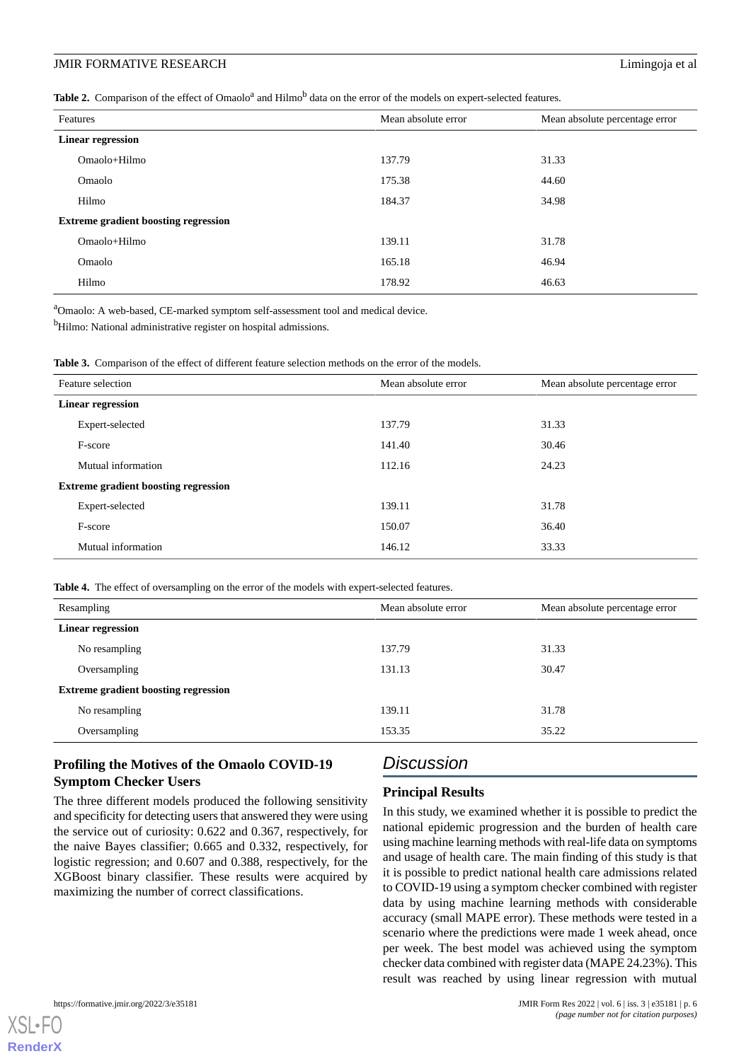**Table 2.** Comparison of the effect of Omaolo[a] and Hilmo[b] data on the error of the models on expert-selected features.

| Features | Mean absolute error | Mean absolute percentage error |
|---|---|---|
| **Linear regression** | | |
| Omaolo+Hilmo | 137.79 | 31.33 |
| Omaolo | 175.38 | 44.60 |
| Hilmo | 184.37 | 34.98 |
| **Extreme gradient boosting regression** | | |
| Omaolo+Hilmo | 139.11 | 31.78 |
| Omaolo | 165.18 | 46.94 |
| Hilmo | 178.92 | 46.63 |

[a]Omaolo: A web-based, CE-marked symptom self-assessment tool and medical device.

[b]Hilmo: National administrative register on hospital admissions.

**Table 3.** Comparison of the effect of different feature selection methods on the error of the models.

| Feature selection | Mean absolute error | Mean absolute percentage error |
|---|---|---|
| **Linear regression** | | |
| Expert-selected | 137.79 | 31.33 |
| F-score | 141.40 | 30.46 |
| Mutual information | 112.16 | 24.23 |
| **Extreme gradient boosting regression** | | |
| Expert-selected | 139.11 | 31.78 |
| F-score | 150.07 | 36.40 |
| Mutual information | 146.12 | 33.33 |

**Table 4.** The effect of oversampling on the error of the models with expert-selected features.

| Resampling | Mean absolute error | Mean absolute percentage error |
|---|---|---|
| **Linear regression** | | |
| No resampling | 137.79 | 31.33 |
| Oversampling | 131.13 | 30.47 |
| **Extreme gradient boosting regression** | | |
| No resampling | 139.11 | 31.78 |
| Oversampling | 153.35 | 35.22 |

### Profiling the Motives of the Omaolo COVID-19 Symptom Checker Users

The three different models produced the following sensitivity and specificity for detecting users that answered they were using the service out of curiosity: 0.622 and 0.367, respectively, for the naive Bayes classifier; 0.665 and 0.332, respectively, for logistic regression; and 0.607 and 0.388, respectively, for the XGBoost binary classifier. These results were acquired by maximizing the number of correct classifications.

## Discussion

### Principal Results

In this study, we examined whether it is possible to predict the national epidemic progression and the burden of health care using machine learning methods with real-life data on symptoms and usage of health care. The main finding of this study is that it is possible to predict national health care admissions related to COVID-19 using a symptom checker combined with register data by using machine learning methods with considerable accuracy (small MAPE error). These methods were tested in a scenario where the predictions were made 1 week ahead, once per week. The best model was achieved using the symptom checker data combined with register data (MAPE 24.23%). This result was reached by using linear regression with mutual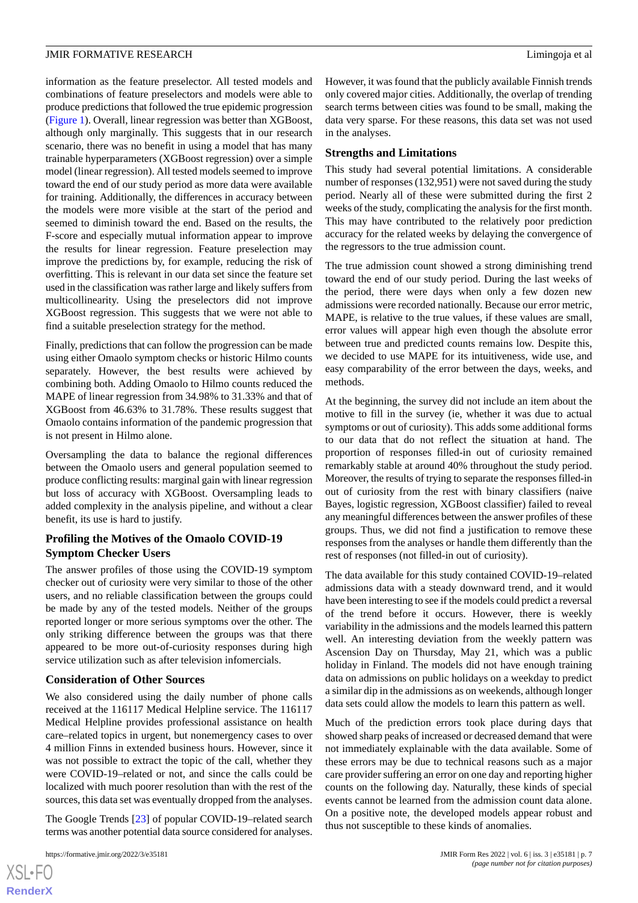information as the feature preselector. All tested models and combinations of feature preselectors and models were able to produce predictions that followed the true epidemic progression (Figure 1). Overall, linear regression was better than XGBoost, although only marginally. This suggests that in our research scenario, there was no benefit in using a model that has many trainable hyperparameters (XGBoost regression) over a simple model (linear regression). All tested models seemed to improve toward the end of our study period as more data were available for training. Additionally, the differences in accuracy between the models were more visible at the start of the period and seemed to diminish toward the end. Based on the results, the F-score and especially mutual information appear to improve the results for linear regression. Feature preselection may improve the predictions by, for example, reducing the risk of overfitting. This is relevant in our data set since the feature set used in the classification was rather large and likely suffers from multicollinearity. Using the preselectors did not improve XGBoost regression. This suggests that we were not able to find a suitable preselection strategy for the method.

Finally, predictions that can follow the progression can be made using either Omaolo symptom checks or historic Hilmo counts separately. However, the best results were achieved by combining both. Adding Omaolo to Hilmo counts reduced the MAPE of linear regression from 34.98% to 31.33% and that of XGBoost from 46.63% to 31.78%. These results suggest that Omaolo contains information of the pandemic progression that is not present in Hilmo alone.

Oversampling the data to balance the regional differences between the Omaolo users and general population seemed to produce conflicting results: marginal gain with linear regression but loss of accuracy with XGBoost. Oversampling leads to added complexity in the analysis pipeline, and without a clear benefit, its use is hard to justify.

### Profiling the Motives of the Omaolo COVID-19 Symptom Checker Users

The answer profiles of those using the COVID-19 symptom checker out of curiosity were very similar to those of the other users, and no reliable classification between the groups could be made by any of the tested models. Neither of the groups reported longer or more serious symptoms over the other. The only striking difference between the groups was that there appeared to be more out-of-curiosity responses during high service utilization such as after television infomercials.

### Consideration of Other Sources

We also considered using the daily number of phone calls received at the 116117 Medical Helpline service. The 116117 Medical Helpline provides professional assistance on health care–related topics in urgent, but nonemergency cases to over 4 million Finns in extended business hours. However, since it was not possible to extract the topic of the call, whether they were COVID-19–related or not, and since the calls could be localized with much poorer resolution than with the rest of the sources, this data set was eventually dropped from the analyses.

The Google Trends [23] of popular COVID-19–related search terms was another potential data source considered for analyses. However, it was found that the publicly available Finnish trends only covered major cities. Additionally, the overlap of trending search terms between cities was found to be small, making the data very sparse. For these reasons, this data set was not used in the analyses.

### Strengths and Limitations

This study had several potential limitations. A considerable number of responses (132,951) were not saved during the study period. Nearly all of these were submitted during the first 2 weeks of the study, complicating the analysis for the first month. This may have contributed to the relatively poor prediction accuracy for the related weeks by delaying the convergence of the regressors to the true admission count.

The true admission count showed a strong diminishing trend toward the end of our study period. During the last weeks of the period, there were days when only a few dozen new admissions were recorded nationally. Because our error metric, MAPE, is relative to the true values, if these values are small, error values will appear high even though the absolute error between true and predicted counts remains low. Despite this, we decided to use MAPE for its intuitiveness, wide use, and easy comparability of the error between the days, weeks, and methods.

At the beginning, the survey did not include an item about the motive to fill in the survey (ie, whether it was due to actual symptoms or out of curiosity). This adds some additional forms to our data that do not reflect the situation at hand. The proportion of responses filled-in out of curiosity remained remarkably stable at around 40% throughout the study period. Moreover, the results of trying to separate the responses filled-in out of curiosity from the rest with binary classifiers (naive Bayes, logistic regression, XGBoost classifier) failed to reveal any meaningful differences between the answer profiles of these groups. Thus, we did not find a justification to remove these responses from the analyses or handle them differently than the rest of responses (not filled-in out of curiosity).

The data available for this study contained COVID-19–related admissions data with a steady downward trend, and it would have been interesting to see if the models could predict a reversal of the trend before it occurs. However, there is weekly variability in the admissions and the models learned this pattern well. An interesting deviation from the weekly pattern was Ascension Day on Thursday, May 21, which was a public holiday in Finland. The models did not have enough training data on admissions on public holidays on a weekday to predict a similar dip in the admissions as on weekends, although longer data sets could allow the models to learn this pattern as well.

Much of the prediction errors took place during days that showed sharp peaks of increased or decreased demand that were not immediately explainable with the data available. Some of these errors may be due to technical reasons such as a major care provider suffering an error on one day and reporting higher counts on the following day. Naturally, these kinds of special events cannot be learned from the admission count data alone. On a positive note, the developed models appear robust and thus not susceptible to these kinds of anomalies.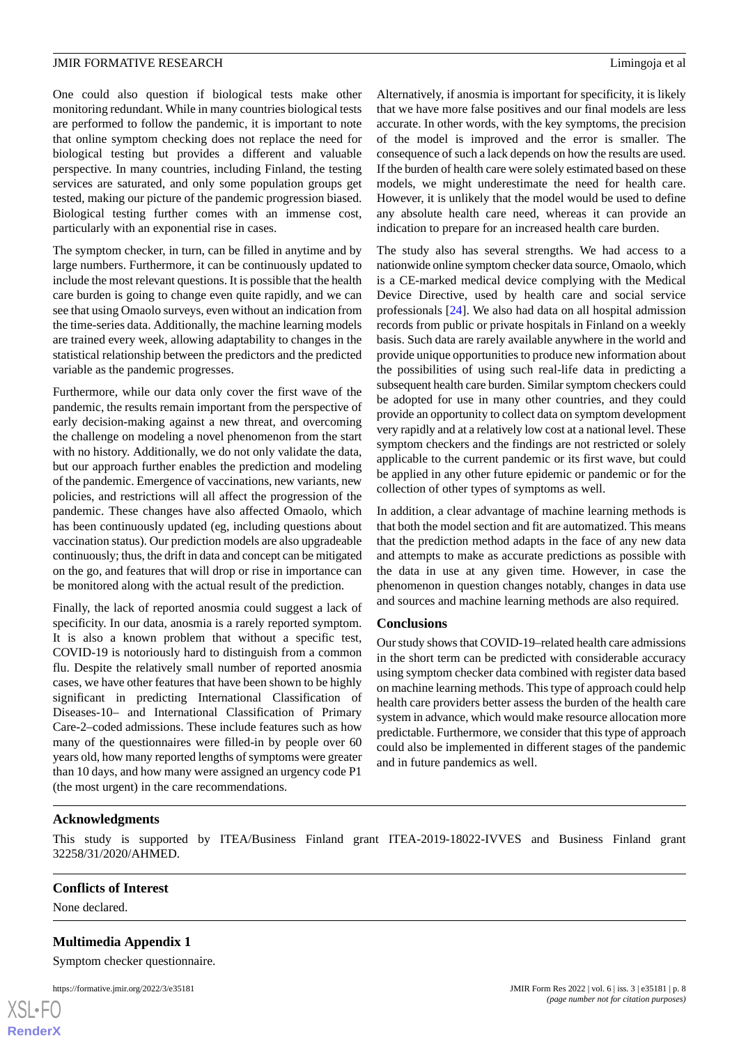One could also question if biological tests make other monitoring redundant. While in many countries biological tests are performed to follow the pandemic, it is important to note that online symptom checking does not replace the need for biological testing but provides a different and valuable perspective. In many countries, including Finland, the testing services are saturated, and only some population groups get tested, making our picture of the pandemic progression biased. Biological testing further comes with an immense cost, particularly with an exponential rise in cases.

The symptom checker, in turn, can be filled in anytime and by large numbers. Furthermore, it can be continuously updated to include the most relevant questions. It is possible that the health care burden is going to change even quite rapidly, and we can see that using Omaolo surveys, even without an indication from the time-series data. Additionally, the machine learning models are trained every week, allowing adaptability to changes in the statistical relationship between the predictors and the predicted variable as the pandemic progresses.

Furthermore, while our data only cover the first wave of the pandemic, the results remain important from the perspective of early decision-making against a new threat, and overcoming the challenge on modeling a novel phenomenon from the start with no history. Additionally, we do not only validate the data, but our approach further enables the prediction and modeling of the pandemic. Emergence of vaccinations, new variants, new policies, and restrictions will all affect the progression of the pandemic. These changes have also affected Omaolo, which has been continuously updated (eg, including questions about vaccination status). Our prediction models are also upgradeable continuously; thus, the drift in data and concept can be mitigated on the go, and features that will drop or rise in importance can be monitored along with the actual result of the prediction.

Finally, the lack of reported anosmia could suggest a lack of specificity. In our data, anosmia is a rarely reported symptom. It is also a known problem that without a specific test, COVID-19 is notoriously hard to distinguish from a common flu. Despite the relatively small number of reported anosmia cases, we have other features that have been shown to be highly significant in predicting International Classification of Diseases-10– and International Classification of Primary Care-2–coded admissions. These include features such as how many of the questionnaires were filled-in by people over 60 years old, how many reported lengths of symptoms were greater than 10 days, and how many were assigned an urgency code P1 (the most urgent) in the care recommendations.

Alternatively, if anosmia is important for specificity, it is likely that we have more false positives and our final models are less accurate. In other words, with the key symptoms, the precision of the model is improved and the error is smaller. The consequence of such a lack depends on how the results are used. If the burden of health care were solely estimated based on these models, we might underestimate the need for health care. However, it is unlikely that the model would be used to define any absolute health care need, whereas it can provide an indication to prepare for an increased health care burden.

The study also has several strengths. We had access to a nationwide online symptom checker data source, Omaolo, which is a CE-marked medical device complying with the Medical Device Directive, used by health care and social service professionals [24]. We also had data on all hospital admission records from public or private hospitals in Finland on a weekly basis. Such data are rarely available anywhere in the world and provide unique opportunities to produce new information about the possibilities of using such real-life data in predicting a subsequent health care burden. Similar symptom checkers could be adopted for use in many other countries, and they could provide an opportunity to collect data on symptom development very rapidly and at a relatively low cost at a national level. These symptom checkers and the findings are not restricted or solely applicable to the current pandemic or its first wave, but could be applied in any other future epidemic or pandemic or for the collection of other types of symptoms as well.

In addition, a clear advantage of machine learning methods is that both the model section and fit are automatized. This means that the prediction method adapts in the face of any new data and attempts to make as accurate predictions as possible with the data in use at any given time. However, in case the phenomenon in question changes notably, changes in data use and sources and machine learning methods are also required.

### Conclusions

Our study shows that COVID-19–related health care admissions in the short term can be predicted with considerable accuracy using symptom checker data combined with register data based on machine learning methods. This type of approach could help health care providers better assess the burden of the health care system in advance, which would make resource allocation more predictable. Furthermore, we consider that this type of approach could also be implemented in different stages of the pandemic and in future pandemics as well.

## Acknowledgments

This study is supported by ITEA/Business Finland grant ITEA-2019-18022-IVVES and Business Finland grant 32258/31/2020/AHMED.

## Conflicts of Interest

None declared.

## Multimedia Appendix 1

Symptom checker questionnaire.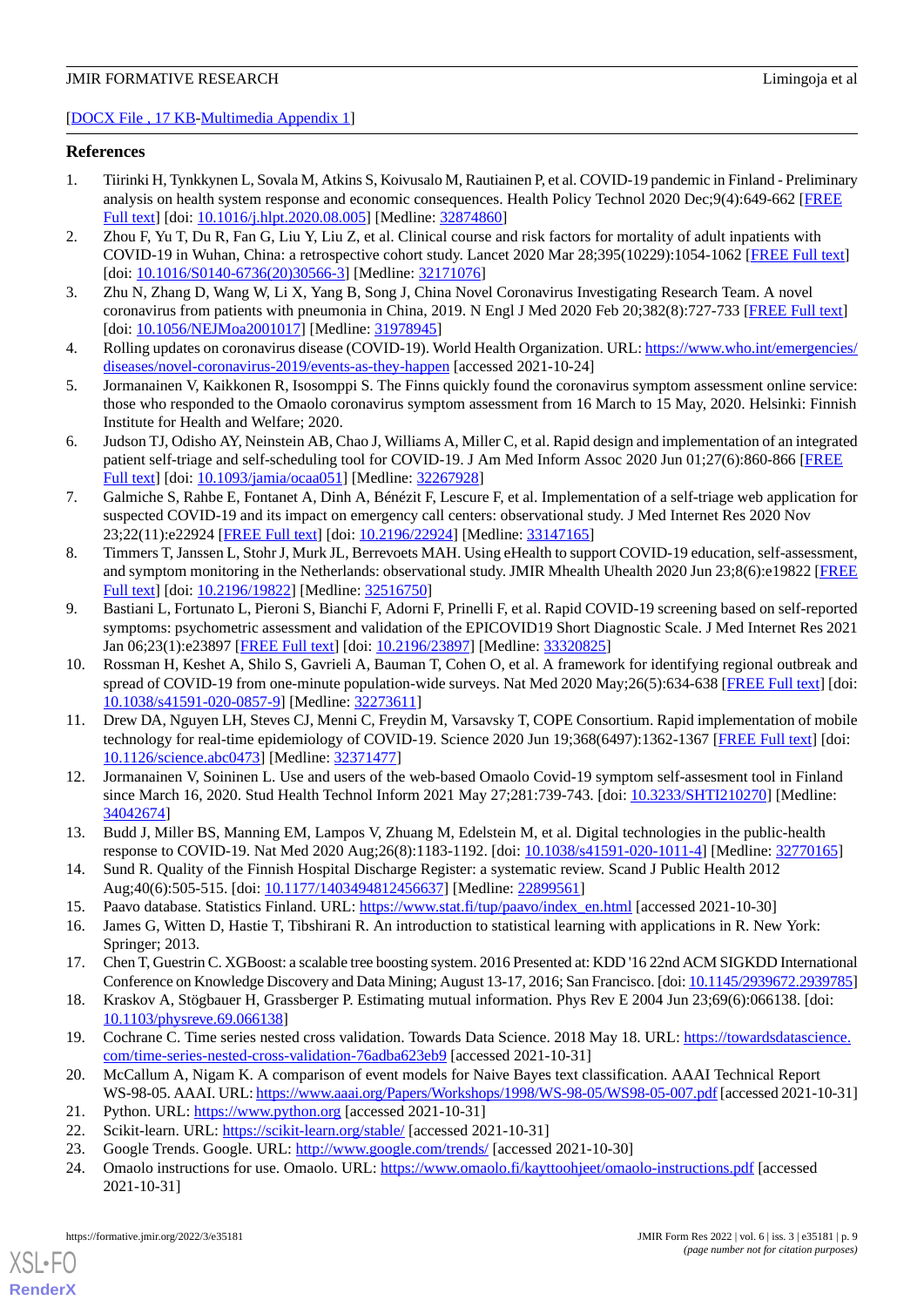[DOCX File , 17 KB-Multimedia Appendix 1]

## References

1. Tiirinki H, Tynkkynen L, Sovala M, Atkins S, Koivusalo M, Rautiainen P, et al. COVID-19 pandemic in Finland - Preliminary analysis on health system response and economic consequences. Health Policy Technol 2020 Dec;9(4):649-662 [FREE Full text] [doi: 10.1016/j.hlpt.2020.08.005] [Medline: 32874860]
2. Zhou F, Yu T, Du R, Fan G, Liu Y, Liu Z, et al. Clinical course and risk factors for mortality of adult inpatients with COVID-19 in Wuhan, China: a retrospective cohort study. Lancet 2020 Mar 28;395(10229):1054-1062 [FREE Full text] [doi: 10.1016/S0140-6736(20)30566-3] [Medline: 32171076]
3. Zhu N, Zhang D, Wang W, Li X, Yang B, Song J, China Novel Coronavirus Investigating Research Team. A novel coronavirus from patients with pneumonia in China, 2019. N Engl J Med 2020 Feb 20;382(8):727-733 [FREE Full text] [doi: 10.1056/NEJMoa2001017] [Medline: 31978945]
4. Rolling updates on coronavirus disease (COVID-19). World Health Organization. URL: https://www.who.int/emergencies/diseases/novel-coronavirus-2019/events-as-they-happen [accessed 2021-10-24]
5. Jormanainen V, Kaikkonen R, Isosomppi S. The Finns quickly found the coronavirus symptom assessment online service: those who responded to the Omaolo coronavirus symptom assessment from 16 March to 15 May, 2020. Helsinki: Finnish Institute for Health and Welfare; 2020.
6. Judson TJ, Odisho AY, Neinstein AB, Chao J, Williams A, Miller C, et al. Rapid design and implementation of an integrated patient self-triage and self-scheduling tool for COVID-19. J Am Med Inform Assoc 2020 Jun 01;27(6):860-866 [FREE Full text] [doi: 10.1093/jamia/ocaa051] [Medline: 32267928]
7. Galmiche S, Rahbe E, Fontanet A, Dinh A, Bénézit F, Lescure F, et al. Implementation of a self-triage web application for suspected COVID-19 and its impact on emergency call centers: observational study. J Med Internet Res 2020 Nov 23;22(11):e22924 [FREE Full text] [doi: 10.2196/22924] [Medline: 33147165]
8. Timmers T, Janssen L, Stohr J, Murk JL, Berrevoets MAH. Using eHealth to support COVID-19 education, self-assessment, and symptom monitoring in the Netherlands: observational study. JMIR Mhealth Uhealth 2020 Jun 23;8(6):e19822 [FREE Full text] [doi: 10.2196/19822] [Medline: 32516750]
9. Bastiani L, Fortunato L, Pieroni S, Bianchi F, Adorni F, Prinelli F, et al. Rapid COVID-19 screening based on self-reported symptoms: psychometric assessment and validation of the EPICOVID19 Short Diagnostic Scale. J Med Internet Res 2021 Jan 06;23(1):e23897 [FREE Full text] [doi: 10.2196/23897] [Medline: 33320825]
10. Rossman H, Keshet A, Shilo S, Gavrieli A, Bauman T, Cohen O, et al. A framework for identifying regional outbreak and spread of COVID-19 from one-minute population-wide surveys. Nat Med 2020 May;26(5):634-638 [FREE Full text] [doi: 10.1038/s41591-020-0857-9] [Medline: 32273611]
11. Drew DA, Nguyen LH, Steves CJ, Menni C, Freydin M, Varsavsky T, COPE Consortium. Rapid implementation of mobile technology for real-time epidemiology of COVID-19. Science 2020 Jun 19;368(6497):1362-1367 [FREE Full text] [doi: 10.1126/science.abc0473] [Medline: 32371477]
12. Jormanainen V, Soininen L. Use and users of the web-based Omaolo Covid-19 symptom self-assesment tool in Finland since March 16, 2020. Stud Health Technol Inform 2021 May 27;281:739-743. [doi: 10.3233/SHTI210270] [Medline: 34042674]
13. Budd J, Miller BS, Manning EM, Lampos V, Zhuang M, Edelstein M, et al. Digital technologies in the public-health response to COVID-19. Nat Med 2020 Aug;26(8):1183-1192. [doi: 10.1038/s41591-020-1011-4] [Medline: 32770165]
14. Sund R. Quality of the Finnish Hospital Discharge Register: a systematic review. Scand J Public Health 2012 Aug;40(6):505-515. [doi: 10.1177/1403494812456637] [Medline: 22899561]
15. Paavo database. Statistics Finland. URL: https://www.stat.fi/tup/paavo/index_en.html [accessed 2021-10-30]
16. James G, Witten D, Hastie T, Tibshirani R. An introduction to statistical learning with applications in R. New York: Springer; 2013.
17. Chen T, Guestrin C. XGBoost: a scalable tree boosting system. 2016 Presented at: KDD '16 22nd ACM SIGKDD International Conference on Knowledge Discovery and Data Mining; August 13-17, 2016; San Francisco. [doi: 10.1145/2939672.2939785]
18. Kraskov A, Stögbauer H, Grassberger P. Estimating mutual information. Phys Rev E 2004 Jun 23;69(6):066138. [doi: 10.1103/physreve.69.066138]
19. Cochrane C. Time series nested cross validation. Towards Data Science. 2018 May 18. URL: https://towardsdatascience.com/time-series-nested-cross-validation-76adba623eb9 [accessed 2021-10-31]
20. McCallum A, Nigam K. A comparison of event models for Naive Bayes text classification. AAAI Technical Report WS-98-05. AAAI. URL: https://www.aaai.org/Papers/Workshops/1998/WS-98-05/WS98-05-007.pdf [accessed 2021-10-31]
21. Python. URL: https://www.python.org [accessed 2021-10-31]
22. Scikit-learn. URL: https://scikit-learn.org/stable/ [accessed 2021-10-31]
23. Google Trends. Google. URL: http://www.google.com/trends/ [accessed 2021-10-30]
24. Omaolo instructions for use. Omaolo. URL: https://www.omaolo.fi/kayttoohjeet/omaolo-instructions.pdf [accessed 2021-10-31]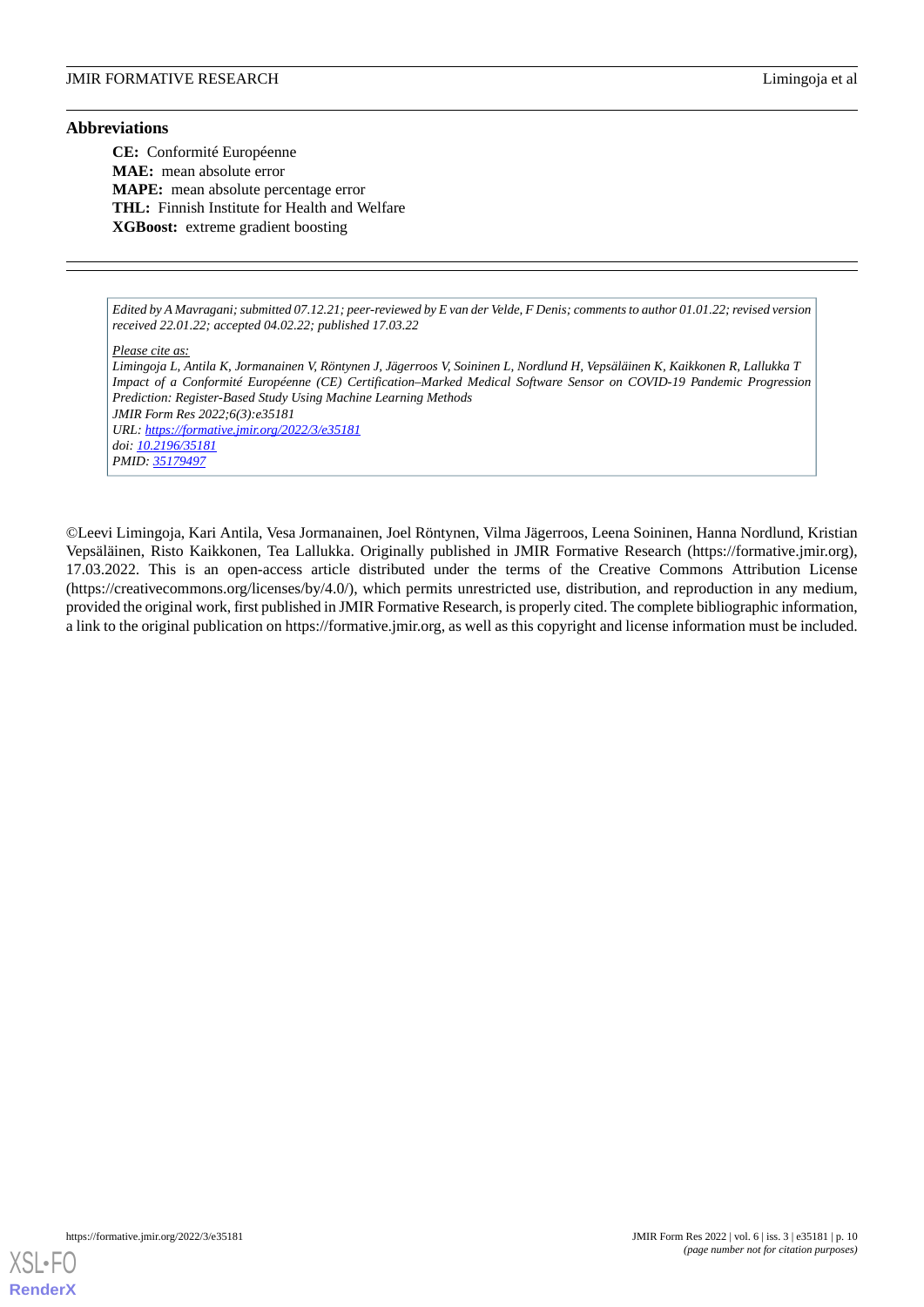## Abbreviations

**CE:** Conformité Européenne
**MAE:** mean absolute error
**MAPE:** mean absolute percentage error
**THL:** Finnish Institute for Health and Welfare
**XGBoost:** extreme gradient boosting

---

*Edited by A Mavragani; submitted 07.12.21; peer-reviewed by E van der Velde, F Denis; comments to author 01.01.22; revised version received 22.01.22; accepted 04.02.22; published 17.03.22*

*Please cite as:*
*Limingoja L, Antila K, Jormanainen V, Röntynen J, Jägerroos V, Soininen L, Nordlund H, Vepsäläinen K, Kaikkonen R, Lallukka T*
*Impact of a Conformité Européenne (CE) Certification–Marked Medical Software Sensor on COVID-19 Pandemic Progression Prediction: Register-Based Study Using Machine Learning Methods*
*JMIR Form Res 2022;6(3):e35181*
*URL: https://formative.jmir.org/2022/3/e35181*
*doi: 10.2196/35181*
*PMID: 35179497*

©Leevi Limingoja, Kari Antila, Vesa Jormanainen, Joel Röntynen, Vilma Jägerroos, Leena Soininen, Hanna Nordlund, Kristian Vepsäläinen, Risto Kaikkonen, Tea Lallukka. Originally published in JMIR Formative Research (https://formative.jmir.org), 17.03.2022. This is an open-access article distributed under the terms of the Creative Commons Attribution License (https://creativecommons.org/licenses/by/4.0/), which permits unrestricted use, distribution, and reproduction in any medium, provided the original work, first published in JMIR Formative Research, is properly cited. The complete bibliographic information, a link to the original publication on https://formative.jmir.org, as well as this copyright and license information must be included.